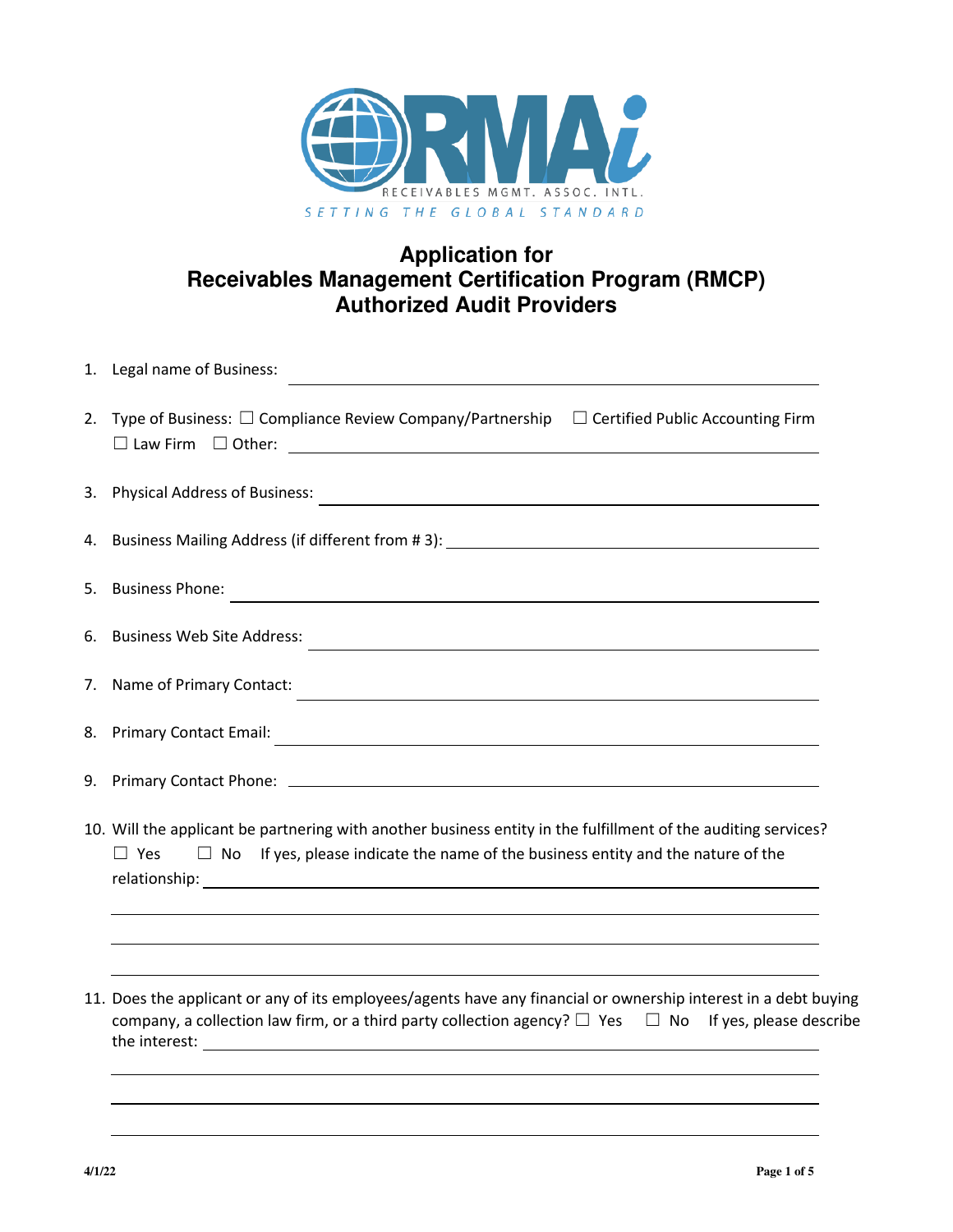RMAi
RECEIVABLES MGMT. ASSOC. INTL.
SETTING THE GLOBAL STANDARD

# Application for Receivables Management Certification Program (RMCP) Authorized Audit Providers

1. Legal name of Business: \_\_\_\_\_\_\_\_\_\_\_\_\_\_\_\_\_\_\_\_\_\_\_\_\_\_\_\_\_\_\_\_\_\_\_\_

2. Type of Business: ☐ Compliance Review Company/Partnership ☐ Certified Public Accounting Firm ☐ Law Firm ☐ Other: \_\_\_\_\_\_\_\_\_\_\_\_\_\_\_\_\_\_\_\_\_\_\_\_\_\_\_\_\_\_\_\_\_\_\_\_

3. Physical Address of Business: \_\_\_\_\_\_\_\_\_\_\_\_\_\_\_\_\_\_\_\_\_\_\_\_\_\_\_\_\_\_\_\_\_\_\_\_

4. Business Mailing Address (if different from # 3): \_\_\_\_\_\_\_\_\_\_\_\_\_\_\_\_\_\_\_\_\_\_\_\_\_\_\_\_\_\_\_\_\_\_\_\_

5. Business Phone: \_\_\_\_\_\_\_\_\_\_\_\_\_\_\_\_\_\_\_\_\_\_\_\_\_\_\_\_\_\_\_\_\_\_\_\_

6. Business Web Site Address: \_\_\_\_\_\_\_\_\_\_\_\_\_\_\_\_\_\_\_\_\_\_\_\_\_\_\_\_\_\_\_\_\_\_\_\_

7. Name of Primary Contact: \_\_\_\_\_\_\_\_\_\_\_\_\_\_\_\_\_\_\_\_\_\_\_\_\_\_\_\_\_\_\_\_\_\_\_\_

8. Primary Contact Email: \_\_\_\_\_\_\_\_\_\_\_\_\_\_\_\_\_\_\_\_\_\_\_\_\_\_\_\_\_\_\_\_\_\_\_\_

9. Primary Contact Phone: \_\_\_\_\_\_\_\_\_\_\_\_\_\_\_\_\_\_\_\_\_\_\_\_\_\_\_\_\_\_\_\_\_\_\_\_

10. Will the applicant be partnering with another business entity in the fulfillment of the auditing services? ☐ Yes ☐ No If yes, please indicate the name of the business entity and the nature of the relationship: \_\_\_\_\_\_\_\_\_\_\_\_\_\_\_\_\_\_\_\_\_\_\_\_\_\_\_\_\_\_\_\_\_\_\_\_

    \_\_\_\_\_\_\_\_\_\_\_\_\_\_\_\_\_\_\_\_\_\_\_\_\_\_\_\_\_\_\_\_\_\_\_\_

    \_\_\_\_\_\_\_\_\_\_\_\_\_\_\_\_\_\_\_\_\_\_\_\_\_\_\_\_\_\_\_\_\_\_\_\_

    \_\_\_\_\_\_\_\_\_\_\_\_\_\_\_\_\_\_\_\_\_\_\_\_\_\_\_\_\_\_\_\_\_\_\_\_

11. Does the applicant or any of its employees/agents have any financial or ownership interest in a debt buying company, a collection law firm, or a third party collection agency? ☐ Yes ☐ No If yes, please describe the interest: \_\_\_\_\_\_\_\_\_\_\_\_\_\_\_\_\_\_\_\_\_\_\_\_\_\_\_\_\_\_\_\_\_\_\_\_

    \_\_\_\_\_\_\_\_\_\_\_\_\_\_\_\_\_\_\_\_\_\_\_\_\_\_\_\_\_\_\_\_\_\_\_\_

    \_\_\_\_\_\_\_\_\_\_\_\_\_\_\_\_\_\_\_\_\_\_\_\_\_\_\_\_\_\_\_\_\_\_\_\_

    \_\_\_\_\_\_\_\_\_\_\_\_\_\_\_\_\_\_\_\_\_\_\_\_\_\_\_\_\_\_\_\_\_\_\_\_

4/1/22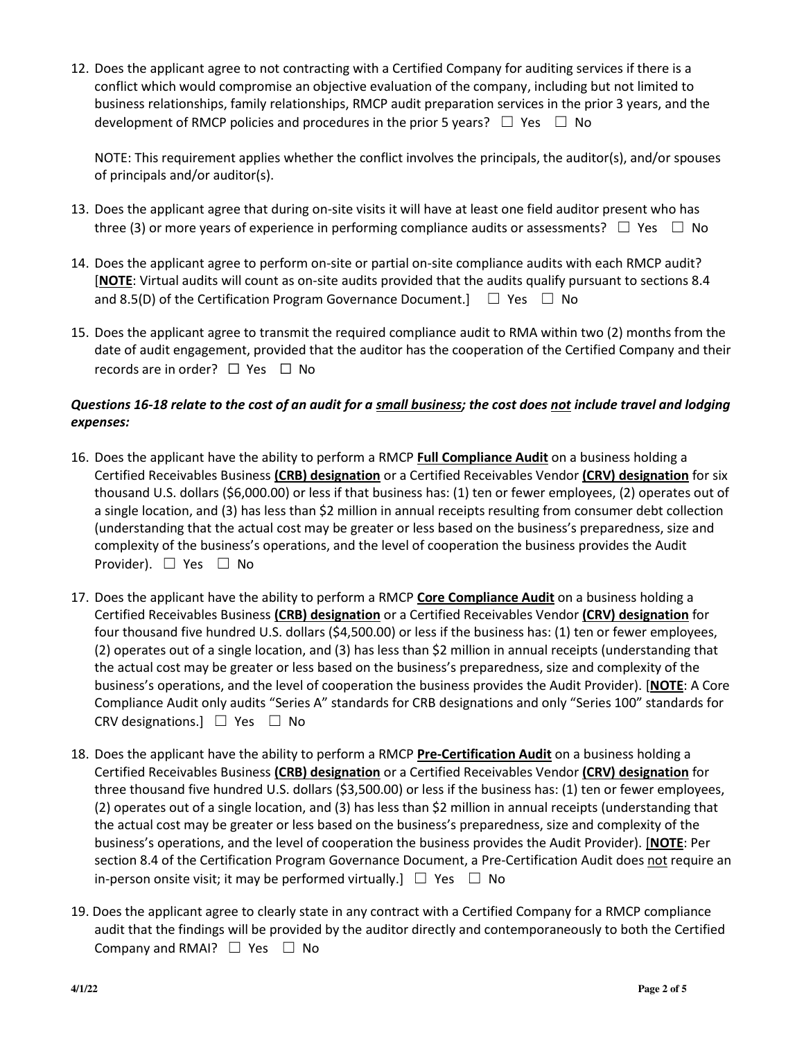12. Does the applicant agree to not contracting with a Certified Company for auditing services if there is a conflict which would compromise an objective evaluation of the company, including but not limited to business relationships, family relationships, RMCP audit preparation services in the prior 3 years, and the development of RMCP policies and procedures in the prior 5 years? ☐ Yes ☐ No

    NOTE: This requirement applies whether the conflict involves the principals, the auditor(s), and/or spouses of principals and/or auditor(s).

13. Does the applicant agree that during on-site visits it will have at least one field auditor present who has three (3) or more years of experience in performing compliance audits or assessments? ☐ Yes ☐ No

14. Does the applicant agree to perform on-site or partial on-site compliance audits with each RMCP audit? [**NOTE**: Virtual audits will count as on-site audits provided that the audits qualify pursuant to sections 8.4 and 8.5(D) of the Certification Program Governance Document.] ☐ Yes ☐ No

15. Does the applicant agree to transmit the required compliance audit to RMA within two (2) months from the date of audit engagement, provided that the auditor has the cooperation of the Certified Company and their records are in order? ☐ Yes ☐ No

***Questions 16-18 relate to the cost of an audit for a <u>small business</u>; the cost does <u>not</u> include travel and lodging expenses:***

16. Does the applicant have the ability to perform a RMCP **<u>Full Compliance Audit</u>** on a business holding a Certified Receivables Business **<u>(CRB) designation</u>** or a Certified Receivables Vendor **<u>(CRV) designation</u>** for six thousand U.S. dollars ($6,000.00) or less if that business has: (1) ten or fewer employees, (2) operates out of a single location, and (3) has less than $2 million in annual receipts resulting from consumer debt collection (understanding that the actual cost may be greater or less based on the business's preparedness, size and complexity of the business's operations, and the level of cooperation the business provides the Audit Provider). ☐ Yes ☐ No

17. Does the applicant have the ability to perform a RMCP **<u>Core Compliance Audit</u>** on a business holding a Certified Receivables Business **<u>(CRB) designation</u>** or a Certified Receivables Vendor **<u>(CRV) designation</u>** for four thousand five hundred U.S. dollars ($4,500.00) or less if the business has: (1) ten or fewer employees, (2) operates out of a single location, and (3) has less than $2 million in annual receipts (understanding that the actual cost may be greater or less based on the business's preparedness, size and complexity of the business's operations, and the level of cooperation the business provides the Audit Provider). [**<u>NOTE</u>**: A Core Compliance Audit only audits "Series A" standards for CRB designations and only "Series 100" standards for CRV designations.] ☐ Yes ☐ No

18. Does the applicant have the ability to perform a RMCP **<u>Pre-Certification Audit</u>** on a business holding a Certified Receivables Business **<u>(CRB) designation</u>** or a Certified Receivables Vendor **<u>(CRV) designation</u>** for three thousand five hundred U.S. dollars ($3,500.00) or less if the business has: (1) ten or fewer employees, (2) operates out of a single location, and (3) has less than $2 million in annual receipts (understanding that the actual cost may be greater or less based on the business's preparedness, size and complexity of the business's operations, and the level of cooperation the business provides the Audit Provider). [**<u>NOTE</u>**: Per section 8.4 of the Certification Program Governance Document, a Pre-Certification Audit does <u>not</u> require an in-person onsite visit; it may be performed virtually.] ☐ Yes ☐ No

19. Does the applicant agree to clearly state in any contract with a Certified Company for a RMCP compliance audit that the findings will be provided by the auditor directly and contemporaneously to both the Certified Company and RMAI? ☐ Yes ☐ No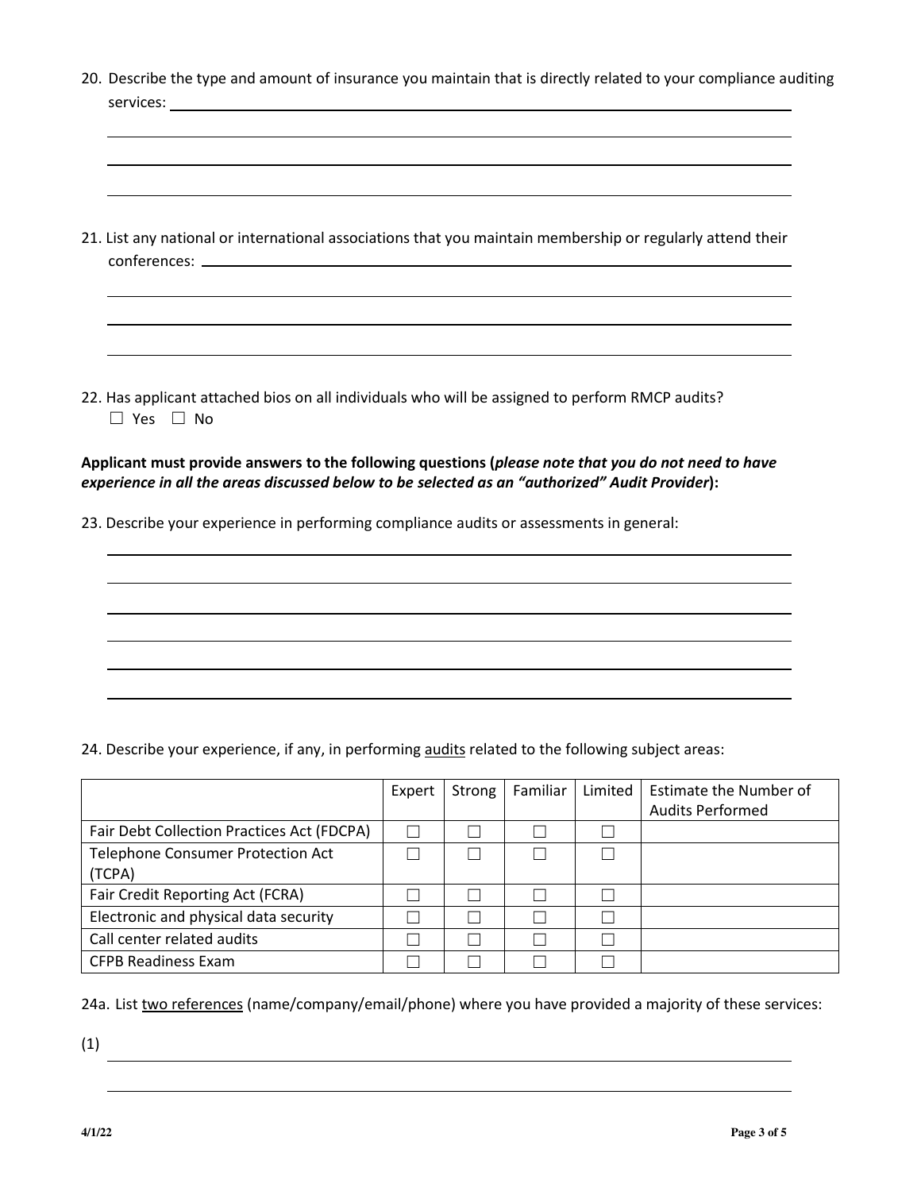20. Describe the type and amount of insurance you maintain that is directly related to your compliance auditing services: ______________________________

21. List any national or international associations that you maintain membership or regularly attend their conferences: ______________________________

22. Has applicant attached bios on all individuals who will be assigned to perform RMCP audits?
☐ Yes ☐ No

**Applicant must provide answers to the following questions (*please note that you do not need to have experience in all the areas discussed below to be selected as an "authorized" Audit Provider*):**

23. Describe your experience in performing compliance audits or assessments in general:

______________________________

24. Describe your experience, if any, in performing <u>audits</u> related to the following subject areas:

| | Expert | Strong | Familiar | Limited | Estimate the Number of Audits Performed |
|---|---|---|---|---|---|
| Fair Debt Collection Practices Act (FDCPA) | ☐ | ☐ | ☐ | ☐ | |
| Telephone Consumer Protection Act (TCPA) | ☐ | ☐ | ☐ | ☐ | |
| Fair Credit Reporting Act (FCRA) | ☐ | ☐ | ☐ | ☐ | |
| Electronic and physical data security | ☐ | ☐ | ☐ | ☐ | |
| Call center related audits | ☐ | ☐ | ☐ | ☐ | |
| CFPB Readiness Exam | ☐ | ☐ | ☐ | ☐ | |

24a. List <u>two references</u> (name/company/email/phone) where you have provided a majority of these services:

(1) ______________________________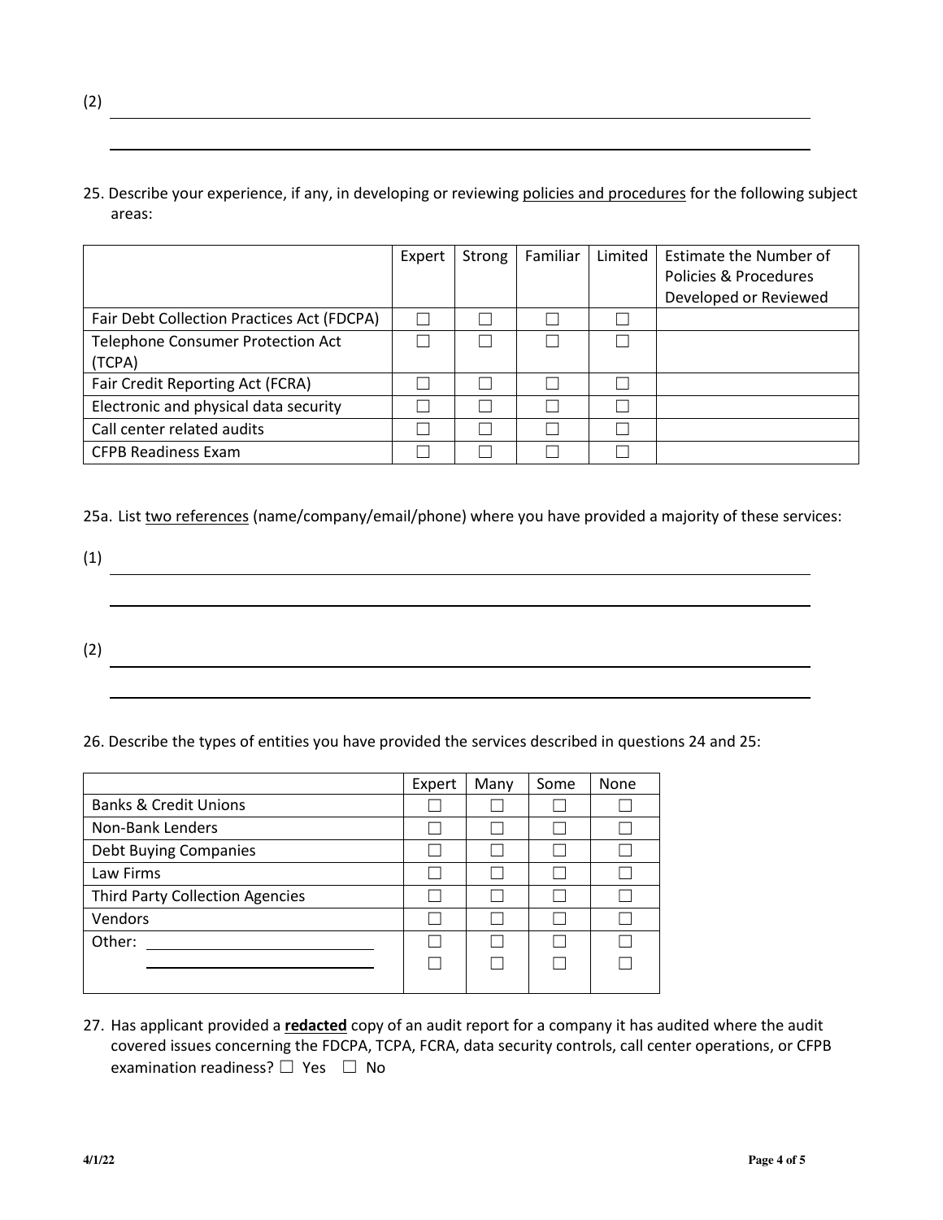(2) ______________________________________________________________________

______________________________________________________________________

25. Describe your experience, if any, in developing or reviewing <u>policies and procedures</u> for the following subject areas:

| | Expert | Strong | Familiar | Limited | Estimate the Number of Policies & Procedures Developed or Reviewed |
|---|---|---|---|---|---|
| Fair Debt Collection Practices Act (FDCPA) | ☐ | ☐ | ☐ | ☐ | |
| Telephone Consumer Protection Act (TCPA) | ☐ | ☐ | ☐ | ☐ | |
| Fair Credit Reporting Act (FCRA) | ☐ | ☐ | ☐ | ☐ | |
| Electronic and physical data security | ☐ | ☐ | ☐ | ☐ | |
| Call center related audits | ☐ | ☐ | ☐ | ☐ | |
| CFPB Readiness Exam | ☐ | ☐ | ☐ | ☐ | |

25a. List <u>two references</u> (name/company/email/phone) where you have provided a majority of these services:

(1) ______________________________________________________________________

______________________________________________________________________

(2) ______________________________________________________________________

______________________________________________________________________

26. Describe the types of entities you have provided the services described in questions 24 and 25:

| | Expert | Many | Some | None |
|---|---|---|---|---|
| Banks & Credit Unions | ☐ | ☐ | ☐ | ☐ |
| Non-Bank Lenders | ☐ | ☐ | ☐ | ☐ |
| Debt Buying Companies | ☐ | ☐ | ☐ | ☐ |
| Law Firms | ☐ | ☐ | ☐ | ☐ |
| Third Party Collection Agencies | ☐ | ☐ | ☐ | ☐ |
| Vendors | ☐ | ☐ | ☐ | ☐ |
| Other: ____________________ | ☐ | ☐ | ☐ | ☐ |
| ____________________ | ☐ | ☐ | ☐ | ☐ |

27. Has applicant provided a <u>**redacted**</u> copy of an audit report for a company it has audited where the audit covered issues concerning the FDCPA, TCPA, FCRA, data security controls, call center operations, or CFPB examination readiness? ☐ Yes ☐ No

4/1/22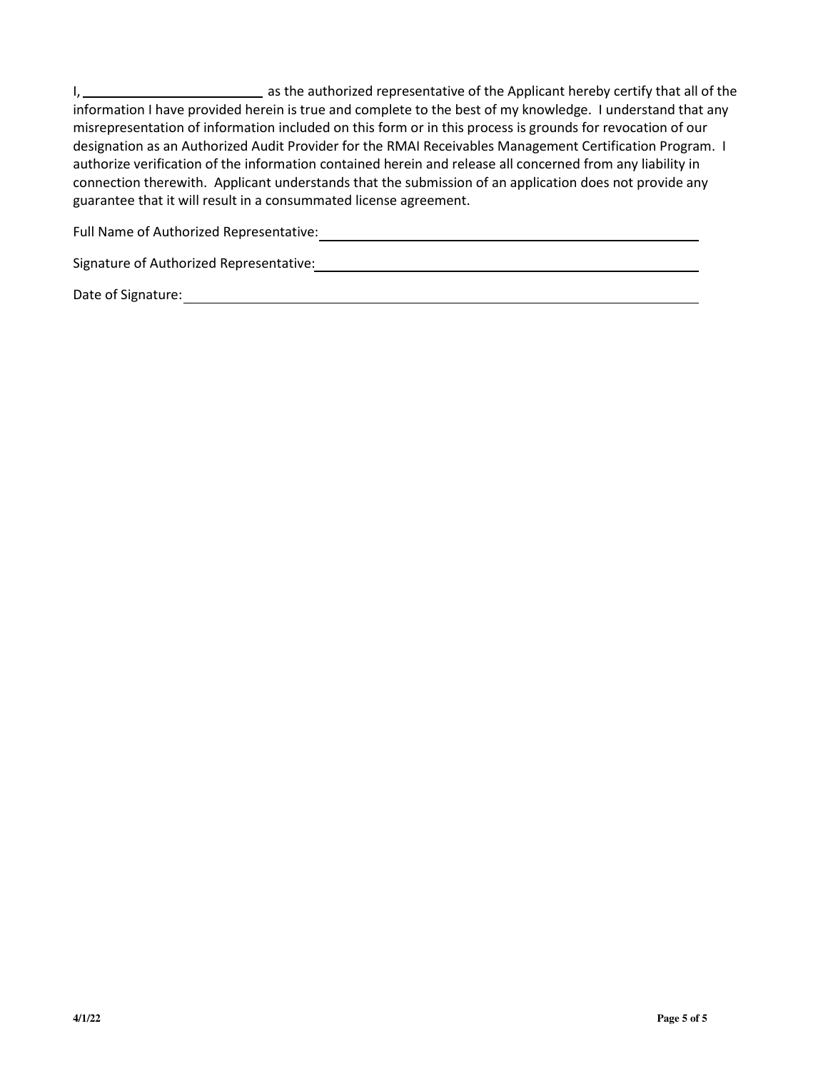I, ________________________ as the authorized representative of the Applicant hereby certify that all of the information I have provided herein is true and complete to the best of my knowledge. I understand that any misrepresentation of information included on this form or in this process is grounds for revocation of our designation as an Authorized Audit Provider for the RMAI Receivables Management Certification Program. I authorize verification of the information contained herein and release all concerned from any liability in connection therewith. Applicant understands that the submission of an application does not provide any guarantee that it will result in a consummated license agreement.

Full Name of Authorized Representative: ______________________________________________

Signature of Authorized Representative: ______________________________________________

Date of Signature: ______________________________________________

4/1/22